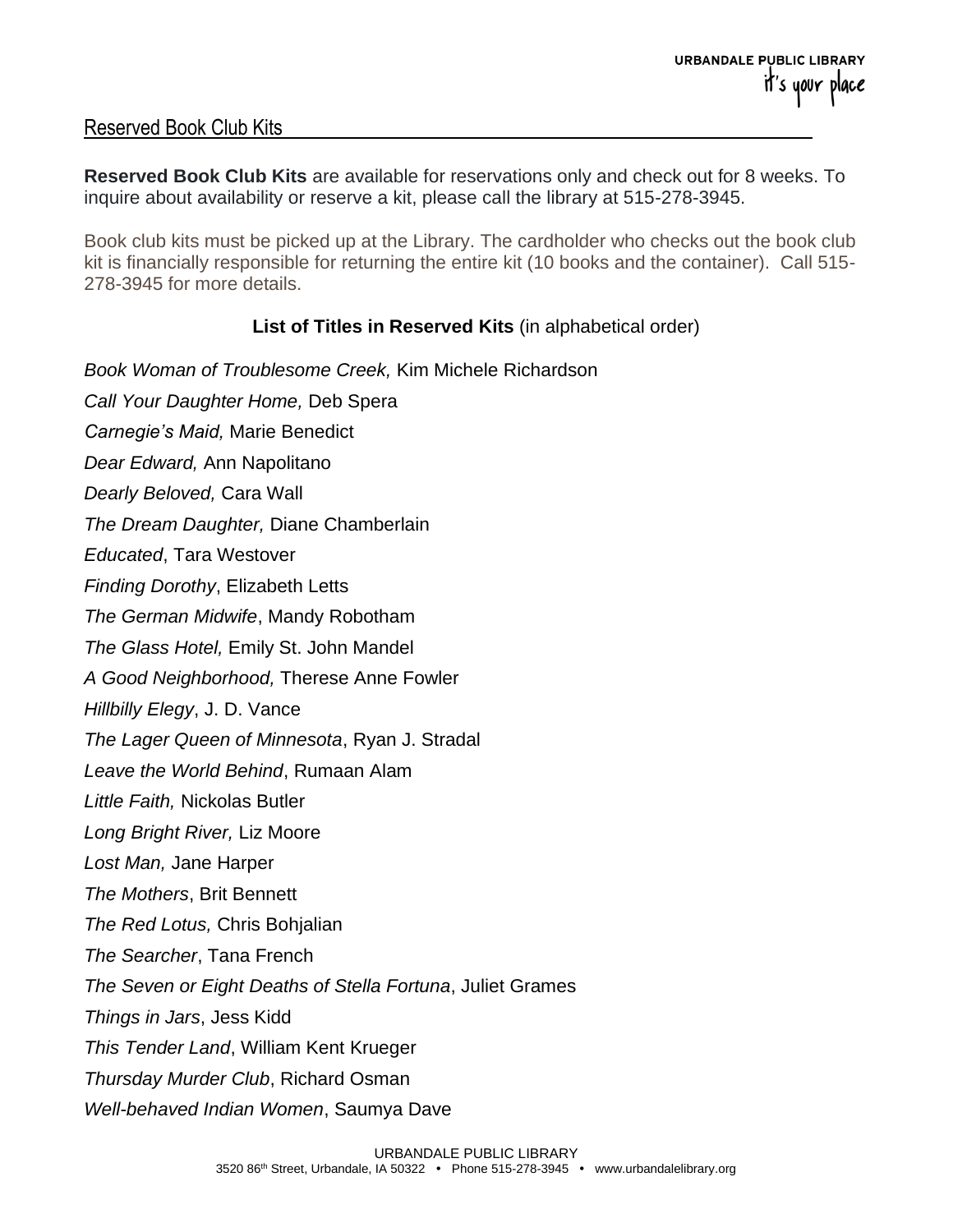URBANDALE PUBLIC LIBRARY
it's your place

## Reserved Book Club Kits

**Reserved Book Club Kits** are available for reservations only and check out for 8 weeks. To inquire about availability or reserve a kit, please call the library at 515-278-3945.

Book club kits must be picked up at the Library. The cardholder who checks out the book club kit is financially responsible for returning the entire kit (10 books and the container). Call 515-278-3945 for more details.

**List of Titles in Reserved Kits** (in alphabetical order)

*Book Woman of Troublesome Creek,* Kim Michele Richardson

*Call Your Daughter Home,* Deb Spera

*Carnegie's Maid,* Marie Benedict

*Dear Edward,* Ann Napolitano

*Dearly Beloved,* Cara Wall

*The Dream Daughter,* Diane Chamberlain

*Educated*, Tara Westover

*Finding Dorothy*, Elizabeth Letts

*The German Midwife*, Mandy Robotham

*The Glass Hotel,* Emily St. John Mandel

*A Good Neighborhood,* Therese Anne Fowler

*Hillbilly Elegy*, J. D. Vance

*The Lager Queen of Minnesota*, Ryan J. Stradal

*Leave the World Behind*, Rumaan Alam

*Little Faith,* Nickolas Butler

*Long Bright River,* Liz Moore

*Lost Man,* Jane Harper

*The Mothers*, Brit Bennett

*The Red Lotus,* Chris Bohjalian

*The Searcher*, Tana French

*The Seven or Eight Deaths of Stella Fortuna*, Juliet Grames

*Things in Jars*, Jess Kidd

*This Tender Land*, William Kent Krueger

*Thursday Murder Club*, Richard Osman

*Well-behaved Indian Women*, Saumya Dave

URBANDALE PUBLIC LIBRARY
3520 86th Street, Urbandale, IA 50322 • Phone 515-278-3945 • www.urbandalelibrary.org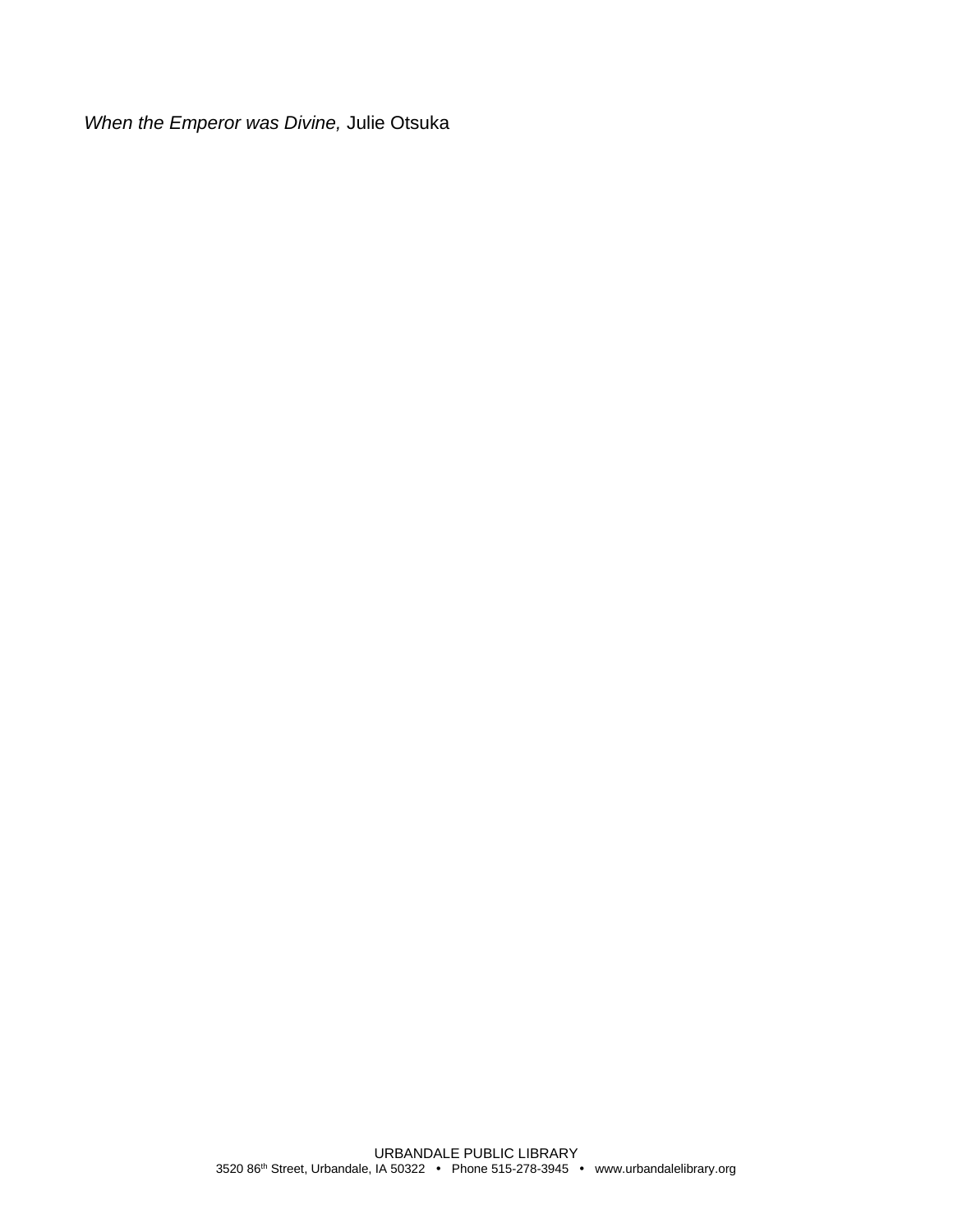*When the Emperor was Divine,* Julie Otsuka